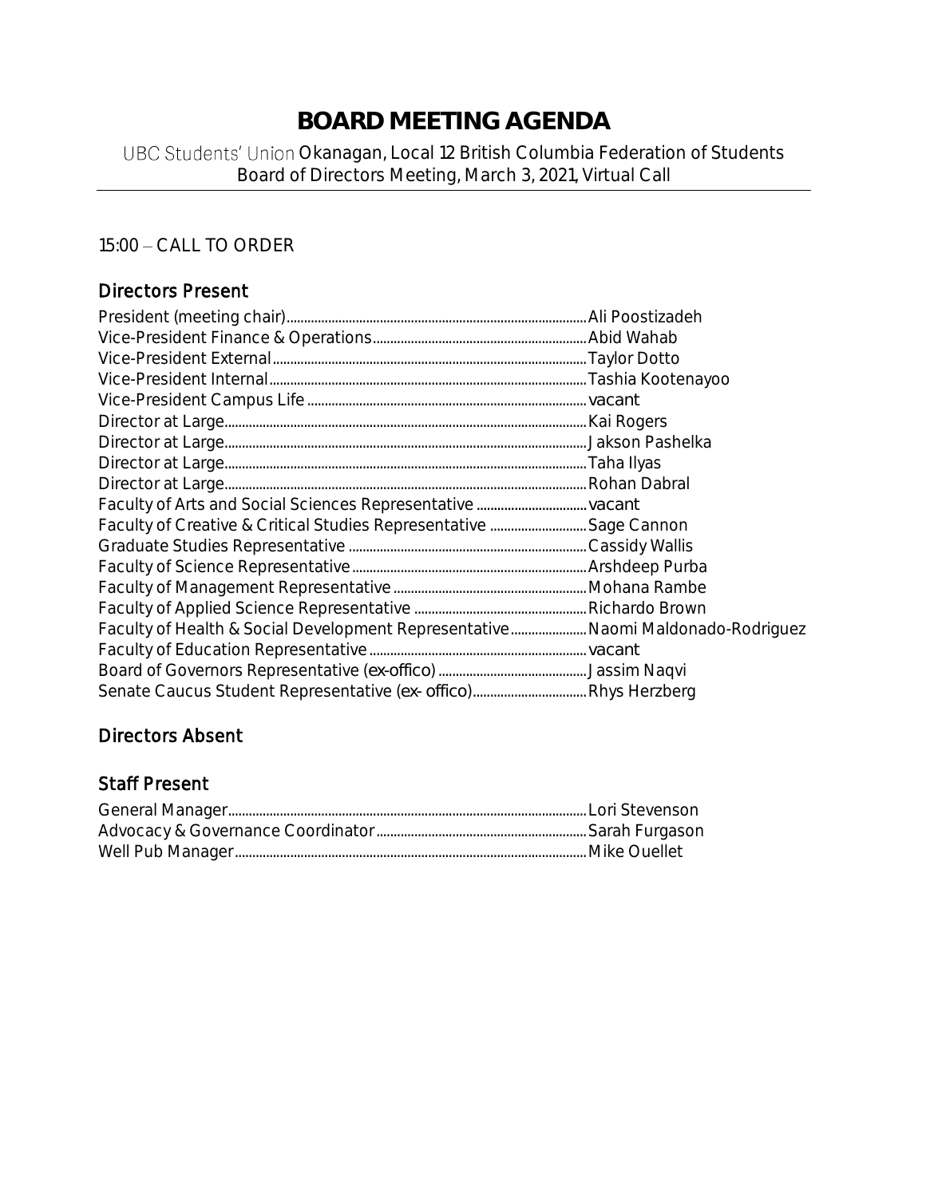# BOARD MEETING AGENDA

UBC Students' Union Okanagan, Local 12 British Columbia Federation of Students
Board of Directors Meeting, March 3, 2021, Virtual Call

15:00 – CALL TO ORDER

## Directors Present

President (meeting chair)....................Ali Poostizadeh
Vice-President Finance & Operations....................Abid Wahab
Vice-President External....................Taylor Dotto
Vice-President Internal....................Tashia Kootenayoo
Vice-President Campus Life....................vacant
Director at Large....................Kai Rogers
Director at Large....................Jakson Pashelka
Director at Large....................Taha Ilyas
Director at Large....................Rohan Dabral
Faculty of Arts and Social Sciences Representative....................vacant
Faculty of Creative & Critical Studies Representative....................Sage Cannon
Graduate Studies Representative....................Cassidy Wallis
Faculty of Science Representative....................Arshdeep Purba
Faculty of Management Representative....................Mohana Rambe
Faculty of Applied Science Representative....................Richardo Brown
Faculty of Health & Social Development Representative....................Naomi Maldonado-Rodriguez
Faculty of Education Representative....................vacant
Board of Governors Representative (ex-offico)....................Jassim Naqvi
Senate Caucus Student Representative (ex- offico)....................Rhys Herzberg

## Directors Absent

## Staff Present

General Manager....................Lori Stevenson
Advocacy & Governance Coordinator....................Sarah Furgason
Well Pub Manager....................Mike Ouellet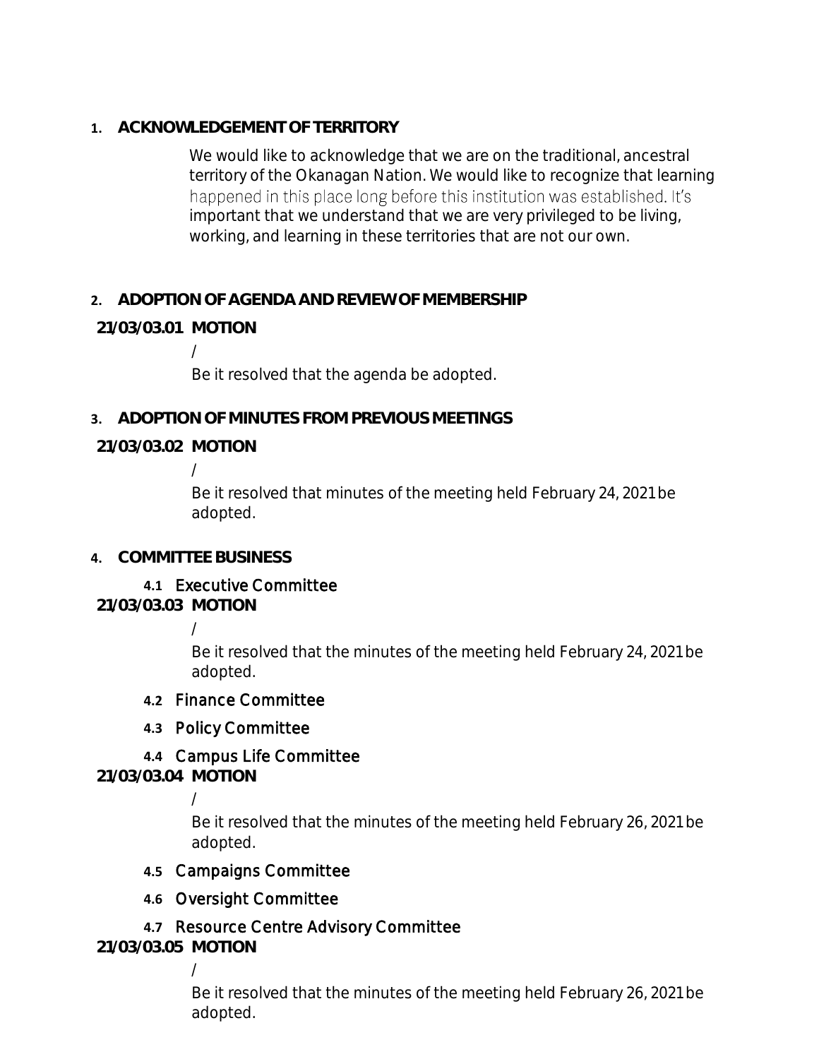## 1. ACKNOWLEDGEMENT OF TERRITORY

We would like to acknowledge that we are on the traditional, ancestral territory of the Okanagan Nation. We would like to recognize that learning happened in this place long before this institution was established. It's important that we understand that we are very privileged to be living, working, and learning in these territories that are not our own.

## 2. ADOPTION OF AGENDA AND REVIEW OF MEMBERSHIP

**21/03/03.01 MOTION**

/

Be it resolved that the agenda be adopted.

## 3. ADOPTION OF MINUTES FROM PREVIOUS MEETINGS

**21/03/03.02 MOTION**

/

Be it resolved that minutes of the meeting held February 24, 2021 be adopted.

## 4. COMMITTEE BUSINESS

### 4.1 Executive Committee

**21/03/03.03 MOTION**

/

Be it resolved that the minutes of the meeting held February 24, 2021 be adopted.

### 4.2 Finance Committee

### 4.3 Policy Committee

### 4.4 Campus Life Committee

**21/03/03.04 MOTION**

/

Be it resolved that the minutes of the meeting held February 26, 2021 be adopted.

### 4.5 Campaigns Committee

### 4.6 Oversight Committee

### 4.7 Resource Centre Advisory Committee

**21/03/03.05 MOTION**

/

Be it resolved that the minutes of the meeting held February 26, 2021 be adopted.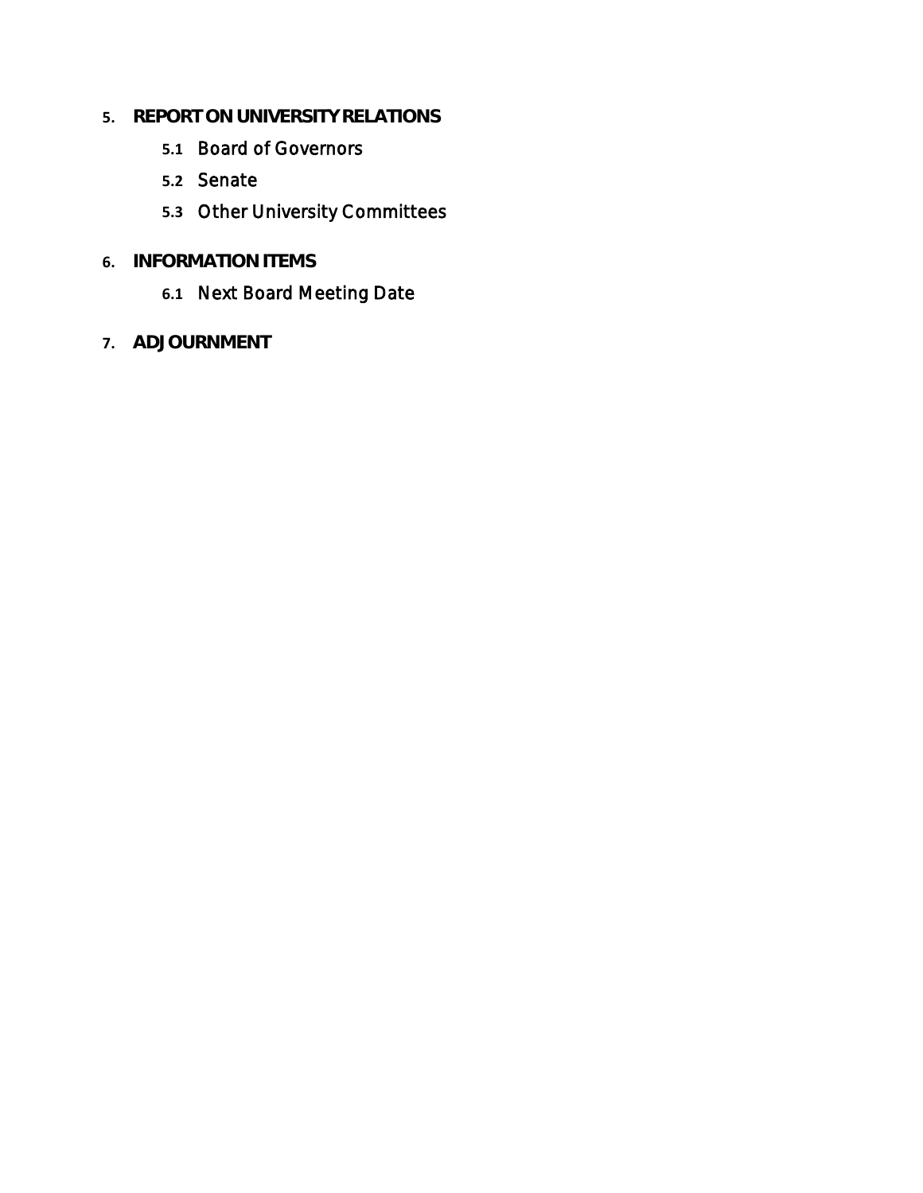5. **REPORT ON UNIVERSITY RELATIONS**
    - 5.1 Board of Governors
    - 5.2 Senate
    - 5.3 Other University Committees

6. **INFORMATION ITEMS**
    - 6.1 Next Board Meeting Date

7. **ADJOURNMENT**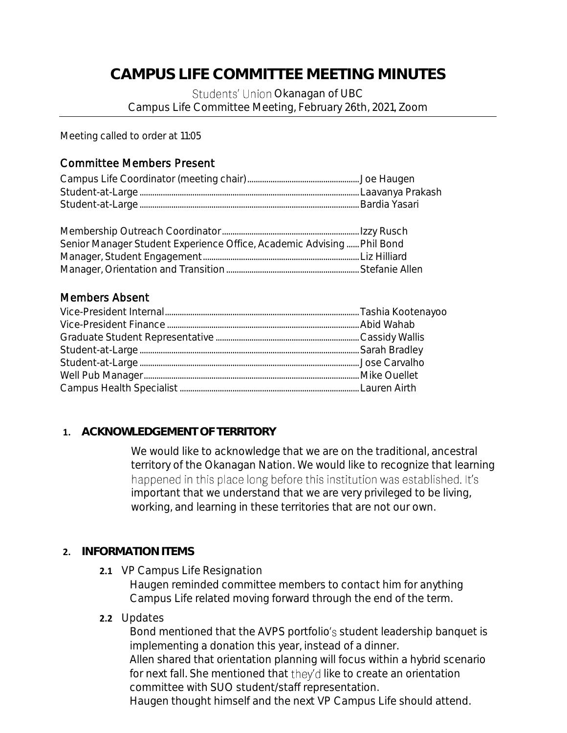# CAMPUS LIFE COMMITTEE MEETING MINUTES

Students' Union Okanagan of UBC
Campus Life Committee Meeting, February 26th, 2021, Zoom

Meeting called to order at 11:05

## Committee Members Present

Campus Life Coordinator (meeting chair)......Joe Haugen
Student-at-Large......Laavanya Prakash
Student-at-Large......Bardia Yasari

Membership Outreach Coordinator......Izzy Rusch
Senior Manager Student Experience Office, Academic Advising......Phil Bond
Manager, Student Engagement......Liz Hilliard
Manager, Orientation and Transition......Stefanie Allen

## Members Absent

Vice-President Internal......Tashia Kootenayoo
Vice-President Finance......Abid Wahab
Graduate Student Representative......Cassidy Wallis
Student-at-Large......Sarah Bradley
Student-at-Large......Jose Carvalho
Well Pub Manager......Mike Ouellet
Campus Health Specialist......Lauren Airth

## 1. ACKNOWLEDGEMENT OF TERRITORY

We would like to acknowledge that we are on the traditional, ancestral territory of the Okanagan Nation. We would like to recognize that learning happened in this place long before this institution was established. It's important that we understand that we are very privileged to be living, working, and learning in these territories that are not our own.

## 2. INFORMATION ITEMS

**2.1** VP Campus Life Resignation

Haugen reminded committee members to contact him for anything Campus Life related moving forward through the end of the term.

**2.2** Updates

Bond mentioned that the AVPS portfolio's student leadership banquet is implementing a donation this year, instead of a dinner.
Allen shared that orientation planning will focus within a hybrid scenario for next fall. She mentioned that they'd like to create an orientation committee with SUO student/staff representation.
Haugen thought himself and the next VP Campus Life should attend.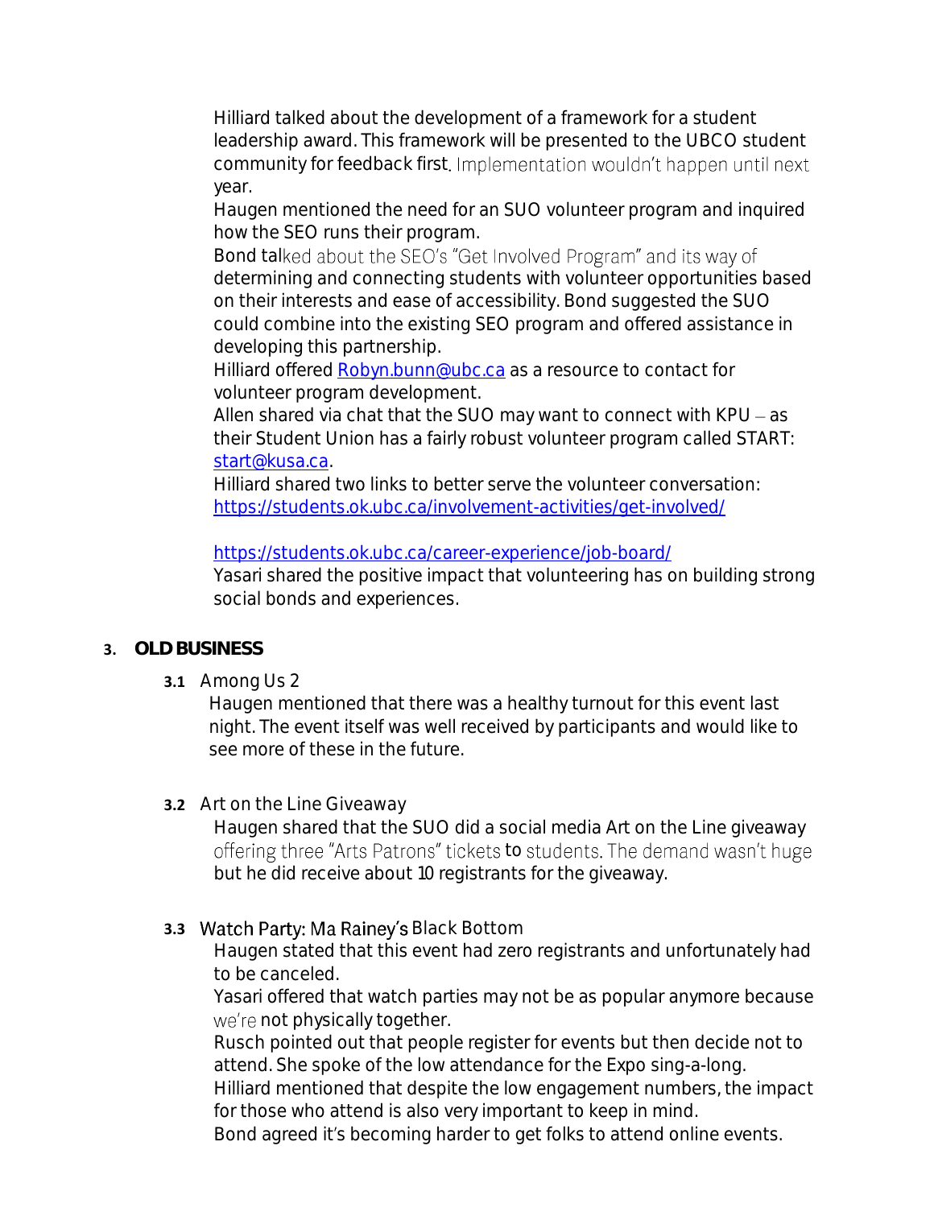Hilliard talked about the development of a framework for a student leadership award. This framework will be presented to the UBCO student community for feedback first. Implementation wouldn't happen until next year.

Haugen mentioned the need for an SUO volunteer program and inquired how the SEO runs their program.

Bond talked about the SEO's "Get Involved Program" and its way of determining and connecting students with volunteer opportunities based on their interests and ease of accessibility. Bond suggested the SUO could combine into the existing SEO program and offered assistance in developing this partnership.

Hilliard offered [Robyn.bunn@ubc.ca](mailto:Robyn.bunn@ubc.ca) as a resource to contact for volunteer program development.

Allen shared via chat that the SUO may want to connect with KPU – as their Student Union has a fairly robust volunteer program called START: [start@kusa.ca](mailto:start@kusa.ca).

Hilliard shared two links to better serve the volunteer conversation:
[https://students.ok.ubc.ca/involvement-activities/get-involved/](https://students.ok.ubc.ca/involvement-activities/get-involved/)

[https://students.ok.ubc.ca/career-experience/job-board/](https://students.ok.ubc.ca/career-experience/job-board/)

Yasari shared the positive impact that volunteering has on building strong social bonds and experiences.

## 3. OLD BUSINESS

### 3.1 Among Us 2

Haugen mentioned that there was a healthy turnout for this event last night. The event itself was well received by participants and would like to see more of these in the future.

### 3.2 Art on the Line Giveaway

Haugen shared that the SUO did a social media Art on the Line giveaway offering three "Arts Patrons" tickets to students. The demand wasn't huge but he did receive about 10 registrants for the giveaway.

### 3.3 Watch Party: Ma Rainey's Black Bottom

Haugen stated that this event had zero registrants and unfortunately had to be canceled.

Yasari offered that watch parties may not be as popular anymore because we're not physically together.

Rusch pointed out that people register for events but then decide not to attend. She spoke of the low attendance for the Expo sing-a-long.

Hilliard mentioned that despite the low engagement numbers, the impact for those who attend is also very important to keep in mind.

Bond agreed it's becoming harder to get folks to attend online events.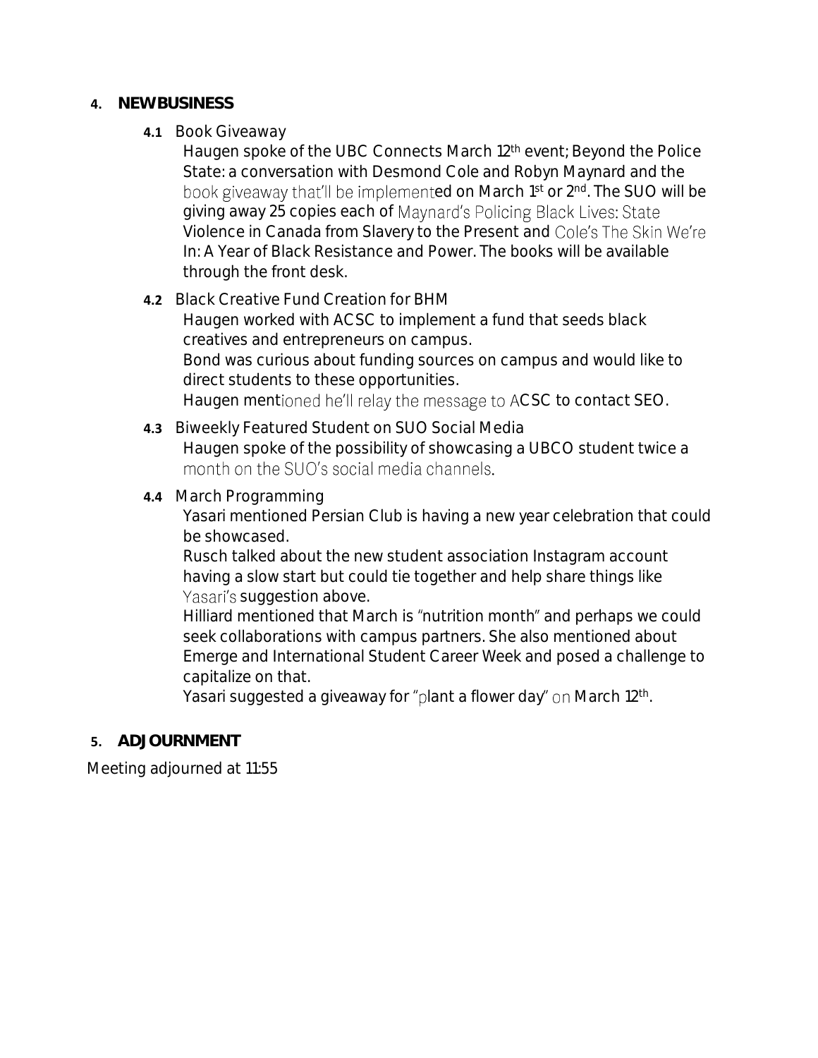## 4. NEW BUSINESS

### 4.1 Book Giveaway

Haugen spoke of the UBC Connects March 12th event; Beyond the Police State: a conversation with Desmond Cole and Robyn Maynard and the book giveaway that'll be implemented on March 1st or 2nd. The SUO will be giving away 25 copies each of Maynard's Policing Black Lives: State Violence in Canada from Slavery to the Present and Cole's The Skin We're In: A Year of Black Resistance and Power. The books will be available through the front desk.

### 4.2 Black Creative Fund Creation for BHM

Haugen worked with ACSC to implement a fund that seeds black creatives and entrepreneurs on campus.

Bond was curious about funding sources on campus and would like to direct students to these opportunities.

Haugen mentioned he'll relay the message to ACSC to contact SEO.

### 4.3 Biweekly Featured Student on SUO Social Media

Haugen spoke of the possibility of showcasing a UBCO student twice a month on the SUO's social media channels.

### 4.4 March Programming

Yasari mentioned Persian Club is having a new year celebration that could be showcased.

Rusch talked about the new student association Instagram account having a slow start but could tie together and help share things like Yasari's suggestion above.

Hilliard mentioned that March is "nutrition month" and perhaps we could seek collaborations with campus partners. She also mentioned about Emerge and International Student Career Week and posed a challenge to capitalize on that.

Yasari suggested a giveaway for "plant a flower day" on March 12th.

## 5. ADJOURNMENT

Meeting adjourned at 11:55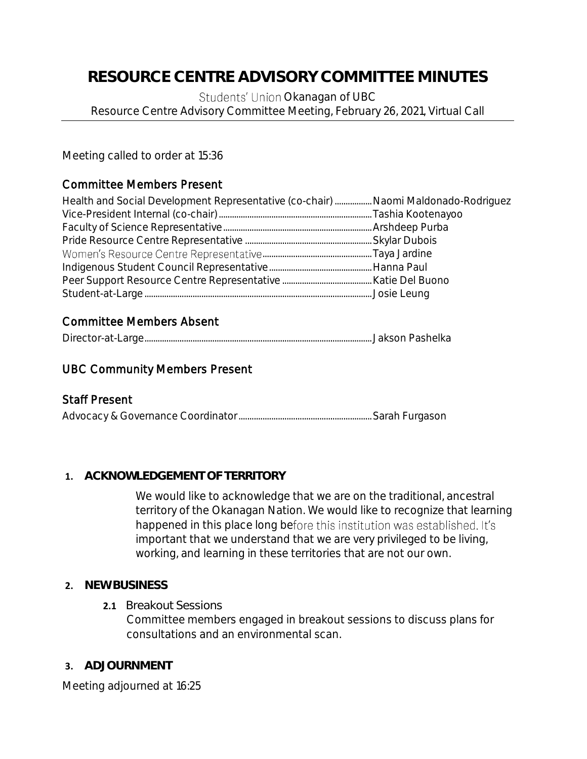# RESOURCE CENTRE ADVISORY COMMITTEE MINUTES

Students' Union Okanagan of UBC
Resource Centre Advisory Committee Meeting, February 26, 2021, Virtual Call

Meeting called to order at 15:36

## Committee Members Present

Health and Social Development Representative (co-chair) ................. Naomi Maldonado-Rodriguez
Vice-President Internal (co-chair) ................. Tashia Kootenayoo
Faculty of Science Representative ................. Arshdeep Purba
Pride Resource Centre Representative ................. Skylar Dubois
Women's Resource Centre Representative ................. Taya Jardine
Indigenous Student Council Representative ................. Hanna Paul
Peer Support Resource Centre Representative ................. Katie Del Buono
Student-at-Large ................. Josie Leung

## Committee Members Absent

Director-at-Large ................. Jakson Pashelka

## UBC Community Members Present

## Staff Present

Advocacy & Governance Coordinator ................. Sarah Furgason

### 1. ACKNOWLEDGEMENT OF TERRITORY

We would like to acknowledge that we are on the traditional, ancestral territory of the Okanagan Nation. We would like to recognize that learning happened in this place long before this institution was established. It's important that we understand that we are very privileged to be living, working, and learning in these territories that are not our own.

### 2. NEW BUSINESS

**2.1** Breakout Sessions
Committee members engaged in breakout sessions to discuss plans for consultations and an environmental scan.

### 3. ADJOURNMENT

Meeting adjourned at 16:25